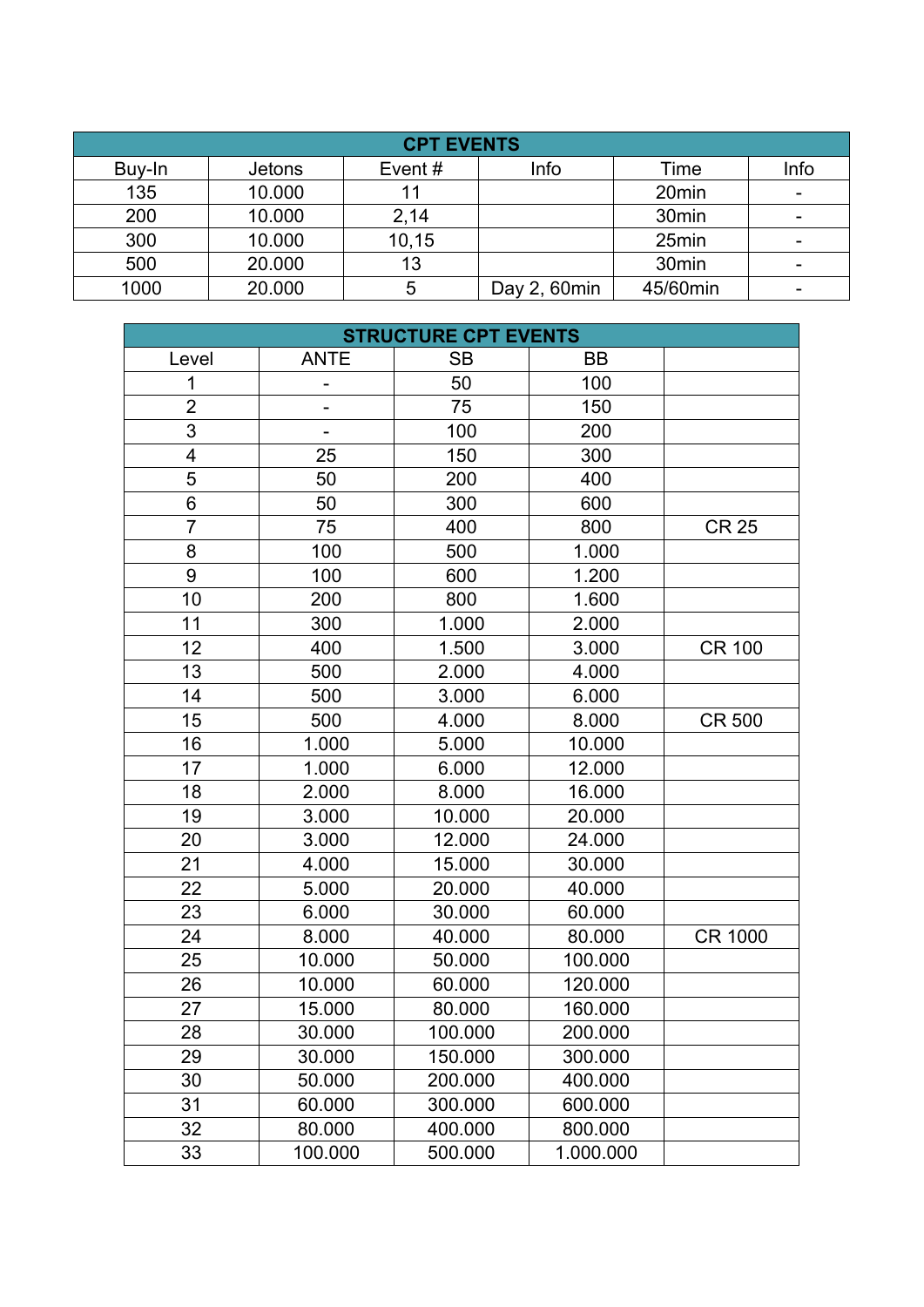| CPT EVENTS | | | | | |
|---|---|---|---|---|---|
| Buy-In | Jetons | Event # | Info | Time | Info |
| 135 | 10.000 | 11 | | 20min | - |
| 200 | 10.000 | 2,14 | | 30min | - |
| 300 | 10.000 | 10,15 | | 25min | - |
| 500 | 20.000 | 13 | | 30min | - |
| 1000 | 20.000 | 5 | Day 2, 60min | 45/60min | - |

| STRUCTURE CPT EVENTS | | | | |
|---|---|---|---|---|
| Level | ANTE | SB | BB | |
| 1 | - | 50 | 100 | |
| 2 | - | 75 | 150 | |
| 3 | - | 100 | 200 | |
| 4 | 25 | 150 | 300 | |
| 5 | 50 | 200 | 400 | |
| 6 | 50 | 300 | 600 | |
| 7 | 75 | 400 | 800 | CR 25 |
| 8 | 100 | 500 | 1.000 | |
| 9 | 100 | 600 | 1.200 | |
| 10 | 200 | 800 | 1.600 | |
| 11 | 300 | 1.000 | 2.000 | |
| 12 | 400 | 1.500 | 3.000 | CR 100 |
| 13 | 500 | 2.000 | 4.000 | |
| 14 | 500 | 3.000 | 6.000 | |
| 15 | 500 | 4.000 | 8.000 | CR 500 |
| 16 | 1.000 | 5.000 | 10.000 | |
| 17 | 1.000 | 6.000 | 12.000 | |
| 18 | 2.000 | 8.000 | 16.000 | |
| 19 | 3.000 | 10.000 | 20.000 | |
| 20 | 3.000 | 12.000 | 24.000 | |
| 21 | 4.000 | 15.000 | 30.000 | |
| 22 | 5.000 | 20.000 | 40.000 | |
| 23 | 6.000 | 30.000 | 60.000 | |
| 24 | 8.000 | 40.000 | 80.000 | CR 1000 |
| 25 | 10.000 | 50.000 | 100.000 | |
| 26 | 10.000 | 60.000 | 120.000 | |
| 27 | 15.000 | 80.000 | 160.000 | |
| 28 | 30.000 | 100.000 | 200.000 | |
| 29 | 30.000 | 150.000 | 300.000 | |
| 30 | 50.000 | 200.000 | 400.000 | |
| 31 | 60.000 | 300.000 | 600.000 | |
| 32 | 80.000 | 400.000 | 800.000 | |
| 33 | 100.000 | 500.000 | 1.000.000 | |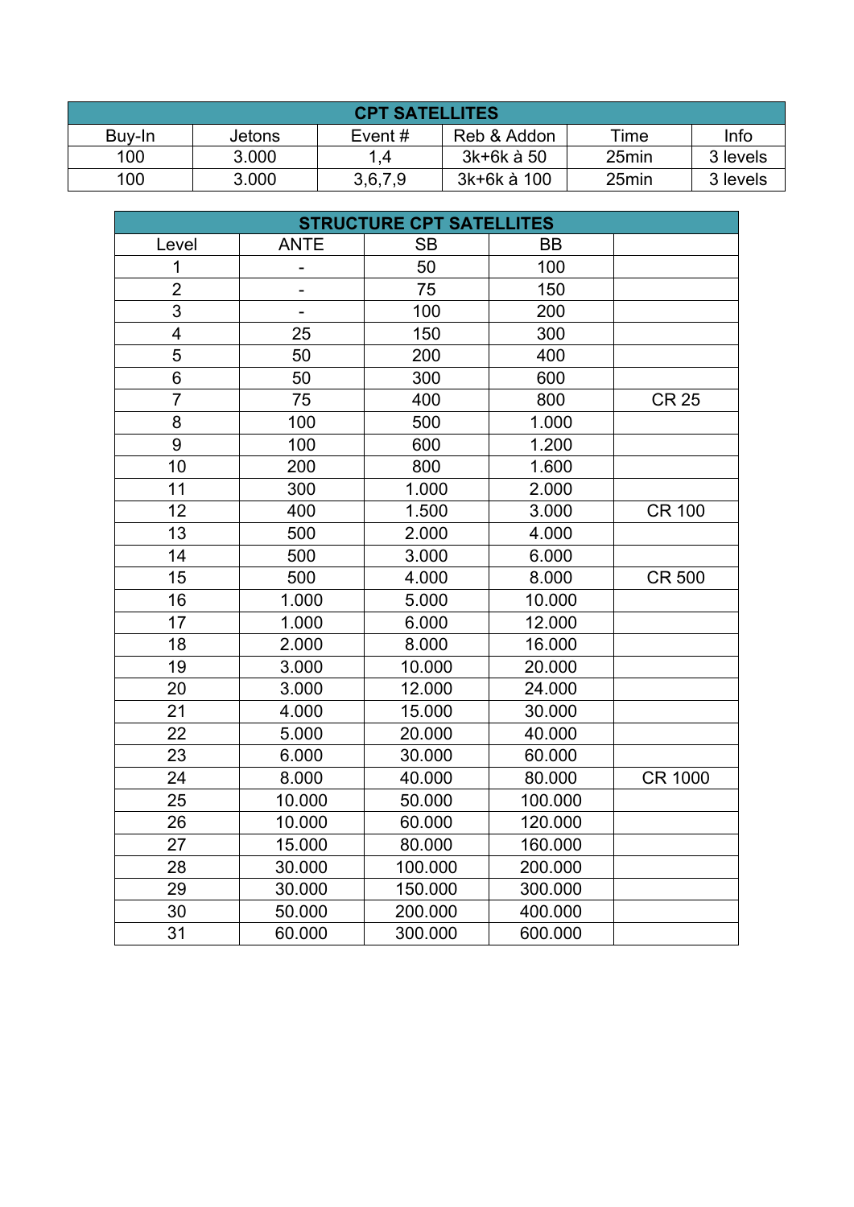| CPT SATELLITES | | | | | |
|---|---|---|---|---|---|
| Buy-In | Jetons | Event # | Reb & Addon | Time | Info |
| 100 | 3.000 | 1,4 | 3k+6k à 50 | 25min | 3 levels |
| 100 | 3.000 | 3,6,7,9 | 3k+6k à 100 | 25min | 3 levels |

| STRUCTURE CPT SATELLITES | | | | |
|---|---|---|---|---|
| Level | ANTE | SB | BB | |
| 1 | - | 50 | 100 | |
| 2 | - | 75 | 150 | |
| 3 | - | 100 | 200 | |
| 4 | 25 | 150 | 300 | |
| 5 | 50 | 200 | 400 | |
| 6 | 50 | 300 | 600 | |
| 7 | 75 | 400 | 800 | CR 25 |
| 8 | 100 | 500 | 1.000 | |
| 9 | 100 | 600 | 1.200 | |
| 10 | 200 | 800 | 1.600 | |
| 11 | 300 | 1.000 | 2.000 | |
| 12 | 400 | 1.500 | 3.000 | CR 100 |
| 13 | 500 | 2.000 | 4.000 | |
| 14 | 500 | 3.000 | 6.000 | |
| 15 | 500 | 4.000 | 8.000 | CR 500 |
| 16 | 1.000 | 5.000 | 10.000 | |
| 17 | 1.000 | 6.000 | 12.000 | |
| 18 | 2.000 | 8.000 | 16.000 | |
| 19 | 3.000 | 10.000 | 20.000 | |
| 20 | 3.000 | 12.000 | 24.000 | |
| 21 | 4.000 | 15.000 | 30.000 | |
| 22 | 5.000 | 20.000 | 40.000 | |
| 23 | 6.000 | 30.000 | 60.000 | |
| 24 | 8.000 | 40.000 | 80.000 | CR 1000 |
| 25 | 10.000 | 50.000 | 100.000 | |
| 26 | 10.000 | 60.000 | 120.000 | |
| 27 | 15.000 | 80.000 | 160.000 | |
| 28 | 30.000 | 100.000 | 200.000 | |
| 29 | 30.000 | 150.000 | 300.000 | |
| 30 | 50.000 | 200.000 | 400.000 | |
| 31 | 60.000 | 300.000 | 600.000 | |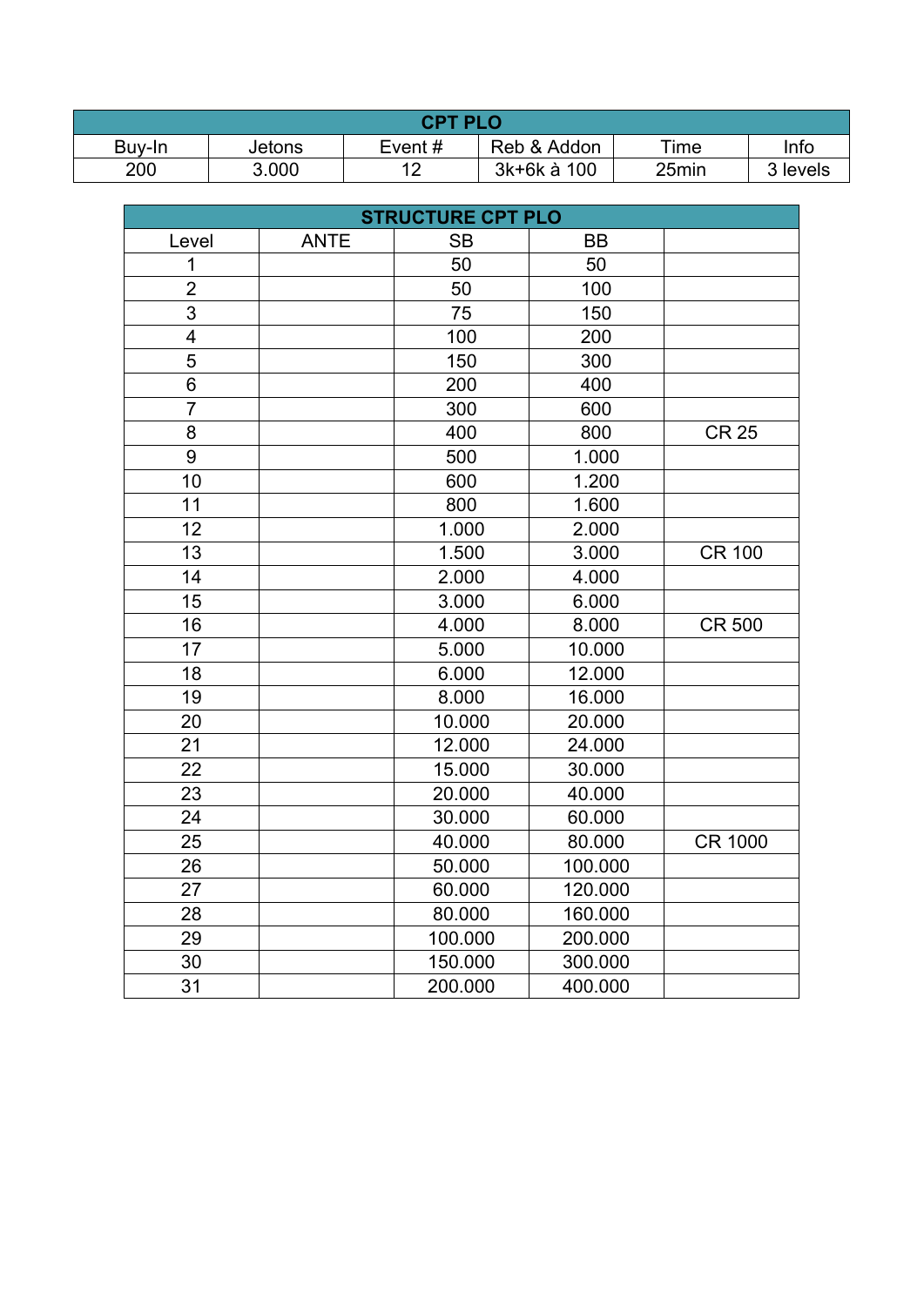| CPT PLO | | | | | |
|---|---|---|---|---|---|
| Buy-In | Jetons | Event # | Reb & Addon | Time | Info |
| 200 | 3.000 | 12 | 3k+6k à 100 | 25min | 3 levels |

| STRUCTURE CPT PLO | | | | |
|---|---|---|---|---|
| Level | ANTE | SB | BB | |
| 1 | | 50 | 50 | |
| 2 | | 50 | 100 | |
| 3 | | 75 | 150 | |
| 4 | | 100 | 200 | |
| 5 | | 150 | 300 | |
| 6 | | 200 | 400 | |
| 7 | | 300 | 600 | |
| 8 | | 400 | 800 | CR 25 |
| 9 | | 500 | 1.000 | |
| 10 | | 600 | 1.200 | |
| 11 | | 800 | 1.600 | |
| 12 | | 1.000 | 2.000 | |
| 13 | | 1.500 | 3.000 | CR 100 |
| 14 | | 2.000 | 4.000 | |
| 15 | | 3.000 | 6.000 | |
| 16 | | 4.000 | 8.000 | CR 500 |
| 17 | | 5.000 | 10.000 | |
| 18 | | 6.000 | 12.000 | |
| 19 | | 8.000 | 16.000 | |
| 20 | | 10.000 | 20.000 | |
| 21 | | 12.000 | 24.000 | |
| 22 | | 15.000 | 30.000 | |
| 23 | | 20.000 | 40.000 | |
| 24 | | 30.000 | 60.000 | |
| 25 | | 40.000 | 80.000 | CR 1000 |
| 26 | | 50.000 | 100.000 | |
| 27 | | 60.000 | 120.000 | |
| 28 | | 80.000 | 160.000 | |
| 29 | | 100.000 | 200.000 | |
| 30 | | 150.000 | 300.000 | |
| 31 | | 200.000 | 400.000 | |